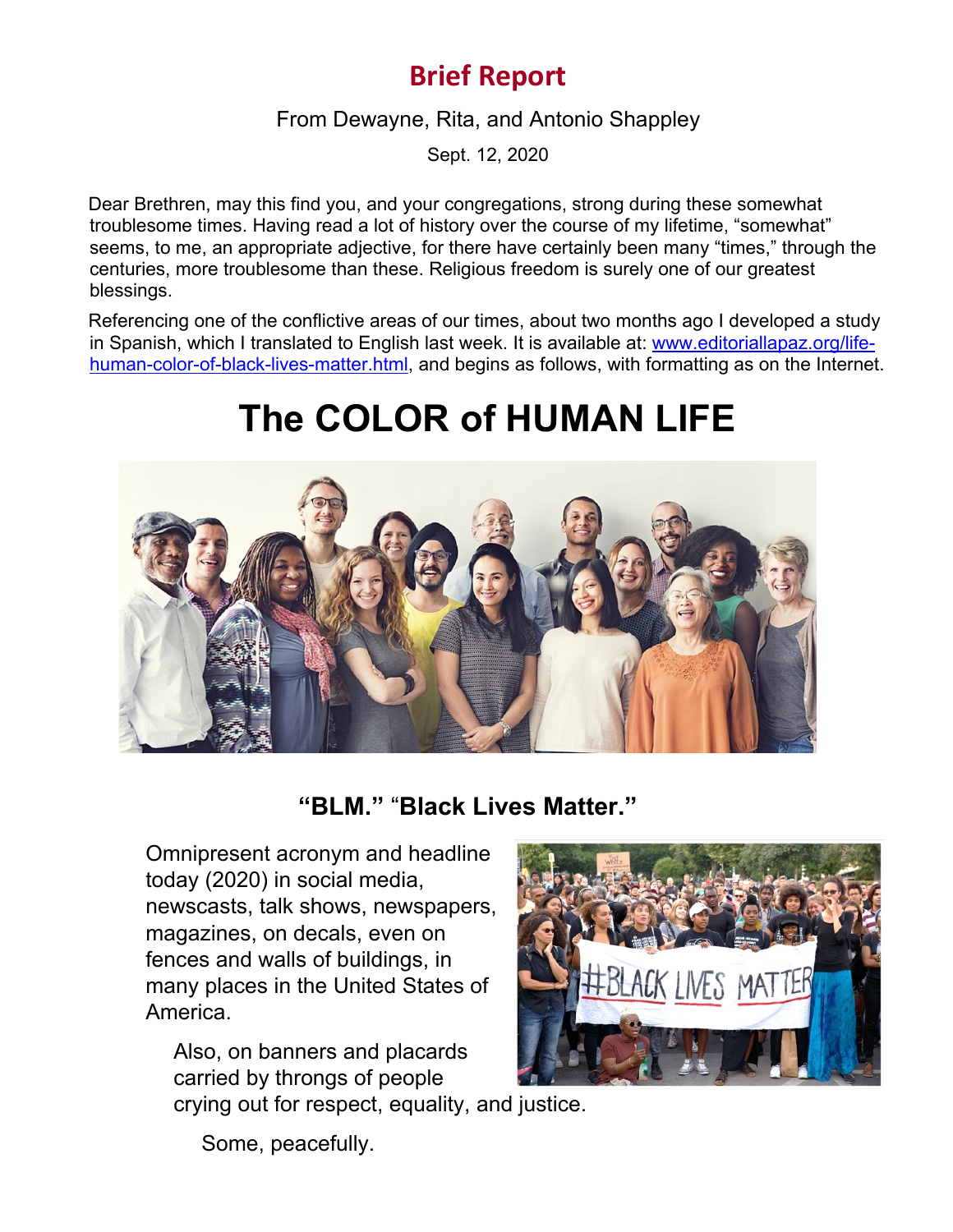## Brief Report

From Dewayne, Rita, and Antonio Shappley

Sept. 12, 2020

Dear Brethren, may this find you, and your congregations, strong during these somewhat troublesome times. Having read a lot of history over the course of my lifetime, "somewhat" seems, to me, an appropriate adjective, for there have certainly been many "times," through the centuries, more troublesome than these. Religious freedom is surely one of our greatest blessings.

Referencing one of the conflictive areas of our times, about two months ago I developed a study in Spanish, which I translated to English last week. It is available at: [www.editoriallapaz.org/life-human-color-of-black-lives-matter.html](www.editoriallapaz.org/life-human-color-of-black-lives-matter.html), and begins as follows, with formatting as on the Internet.

# The COLOR of HUMAN LIFE

### "BLM." "Black Lives Matter."

Omnipresent acronym and headline today (2020) in social media, newscasts, talk shows, newspapers, magazines, on decals, even on fences and walls of buildings, in many places in the United States of America.

Also, on banners and placards carried by throngs of people crying out for respect, equality, and justice.

Some, peacefully.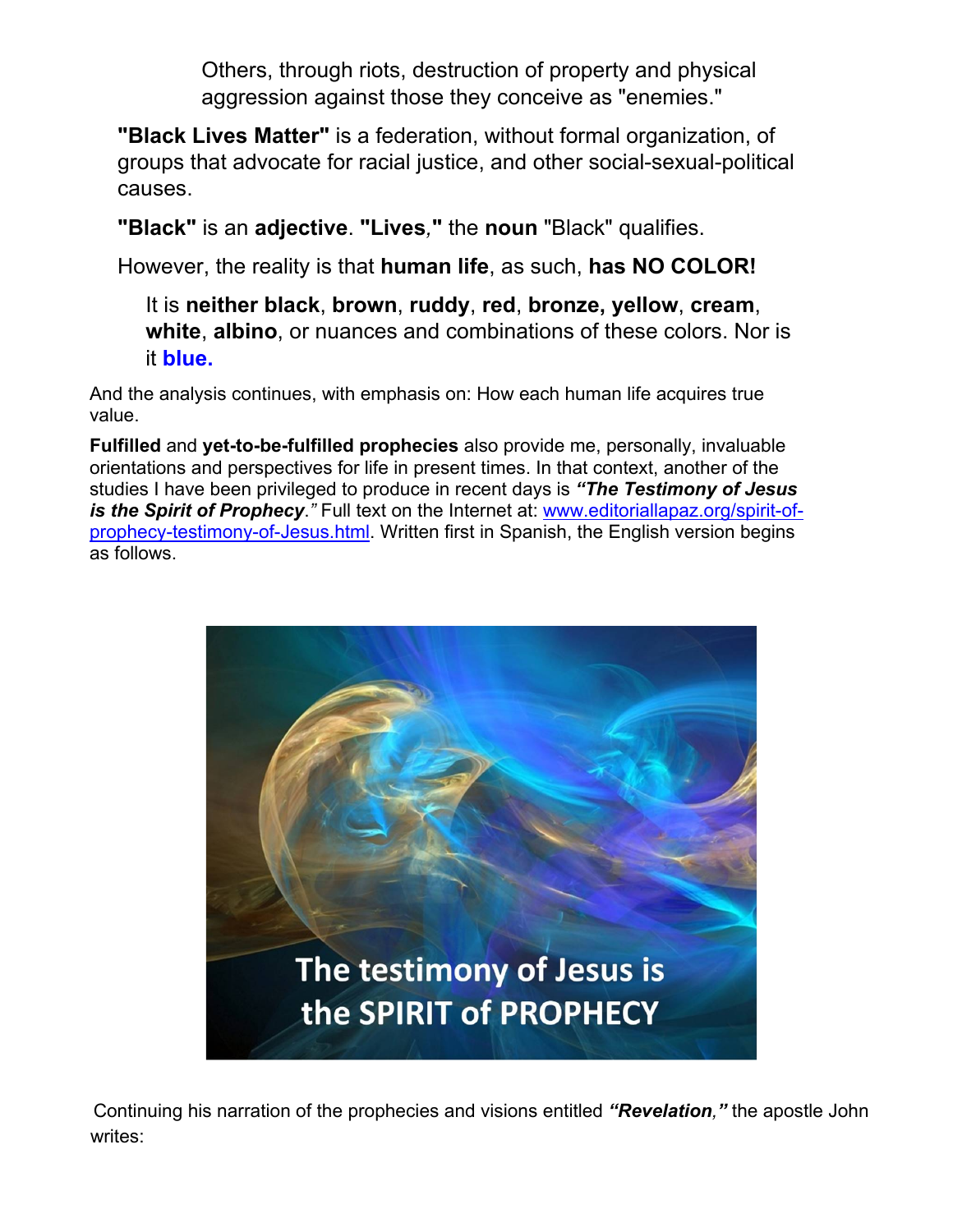> Others, through riots, destruction of property and physical aggression against those they conceive as "enemies."

**"Black Lives Matter"** is a federation, without formal organization, of groups that advocate for racial justice, and other social-sexual-political causes.

**"Black"** is an **adjective**. **"Lives,"** the **noun** "Black" qualifies.

However, the reality is that **human life**, as such, **has NO COLOR!**

> It is **neither black**, **brown**, **ruddy**, **red**, **bronze, yellow**, **cream**, **white**, **albino**, or nuances and combinations of these colors. Nor is it **blue.**

And the analysis continues, with emphasis on: How each human life acquires true value.

**Fulfilled** and **yet-to-be-fulfilled prophecies** also provide me, personally, invaluable orientations and perspectives for life in present times. In that context, another of the studies I have been privileged to produce in recent days is ***"The Testimony of Jesus is the Spirit of Prophecy."*** Full text on the Internet at: [www.editoriallapaz.org/spirit-of-prophecy-testimony-of-Jesus.html](www.editoriallapaz.org/spirit-of-prophecy-testimony-of-Jesus.html). Written first in Spanish, the English version begins as follows.

The testimony of Jesus is the SPIRIT of PROPHECY

Continuing his narration of the prophecies and visions entitled ***"Revelation,"*** the apostle John writes: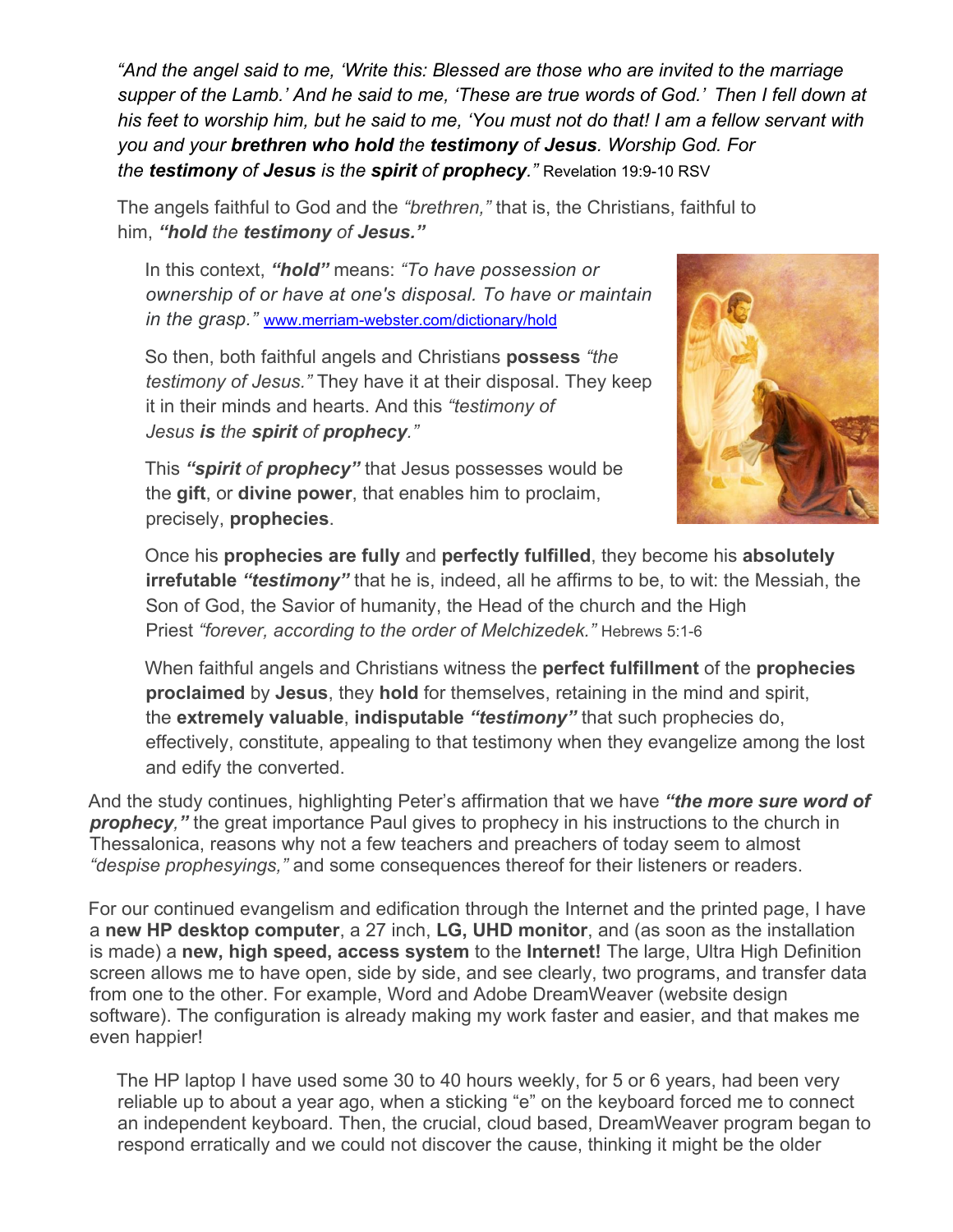*"And the angel said to me, 'Write this: Blessed are those who are invited to the marriage supper of the Lamb.' And he said to me, 'These are true words of God.' Then I fell down at his feet to worship him, but he said to me, 'You must not do that! I am a fellow servant with you and your **brethren who hold** the **testimony** of **Jesus**. Worship God. For the **testimony** of **Jesus** is the **spirit** of **prophecy**."* Revelation 19:9-10 RSV

The angels faithful to God and the *"brethren,"* that is, the Christians, faithful to him, ***"hold** the **testimony** of **Jesus."***

In this context, ***"hold"*** means: *"To have possession or ownership of or have at one's disposal. To have or maintain in the grasp."* www.merriam-webster.com/dictionary/hold

So then, both faithful angels and Christians **possess** *"the testimony of Jesus."* They have it at their disposal. They keep it in their minds and hearts. And this *"testimony of Jesus **is** the **spirit** of **prophecy**."*

This ***"spirit** of **prophecy"*** that Jesus possesses would be the **gift**, or **divine power**, that enables him to proclaim, precisely, **prophecies**.

Once his **prophecies are fully** and **perfectly fulfilled**, they become his **absolutely irrefutable** ***"testimony"*** that he is, indeed, all he affirms to be, to wit: the Messiah, the Son of God, the Savior of humanity, the Head of the church and the High Priest *"forever, according to the order of Melchizedek."* Hebrews 5:1-6

When faithful angels and Christians witness the **perfect fulfillment** of the **prophecies proclaimed** by **Jesus**, they **hold** for themselves, retaining in the mind and spirit, the **extremely valuable**, **indisputable** ***"testimony"*** that such prophecies do, effectively, constitute, appealing to that testimony when they evangelize among the lost and edify the converted.

And the study continues, highlighting Peter's affirmation that we have ***"the more sure word of prophecy,"*** the great importance Paul gives to prophecy in his instructions to the church in Thessalonica, reasons why not a few teachers and preachers of today seem to almost *"despise prophesyings,"* and some consequences thereof for their listeners or readers.

For our continued evangelism and edification through the Internet and the printed page, I have a **new HP desktop computer**, a 27 inch, **LG, UHD monitor**, and (as soon as the installation is made) a **new, high speed, access system** to the **Internet!** The large, Ultra High Definition screen allows me to have open, side by side, and see clearly, two programs, and transfer data from one to the other. For example, Word and Adobe DreamWeaver (website design software). The configuration is already making my work faster and easier, and that makes me even happier!

The HP laptop I have used some 30 to 40 hours weekly, for 5 or 6 years, had been very reliable up to about a year ago, when a sticking "e" on the keyboard forced me to connect an independent keyboard. Then, the crucial, cloud based, DreamWeaver program began to respond erratically and we could not discover the cause, thinking it might be the older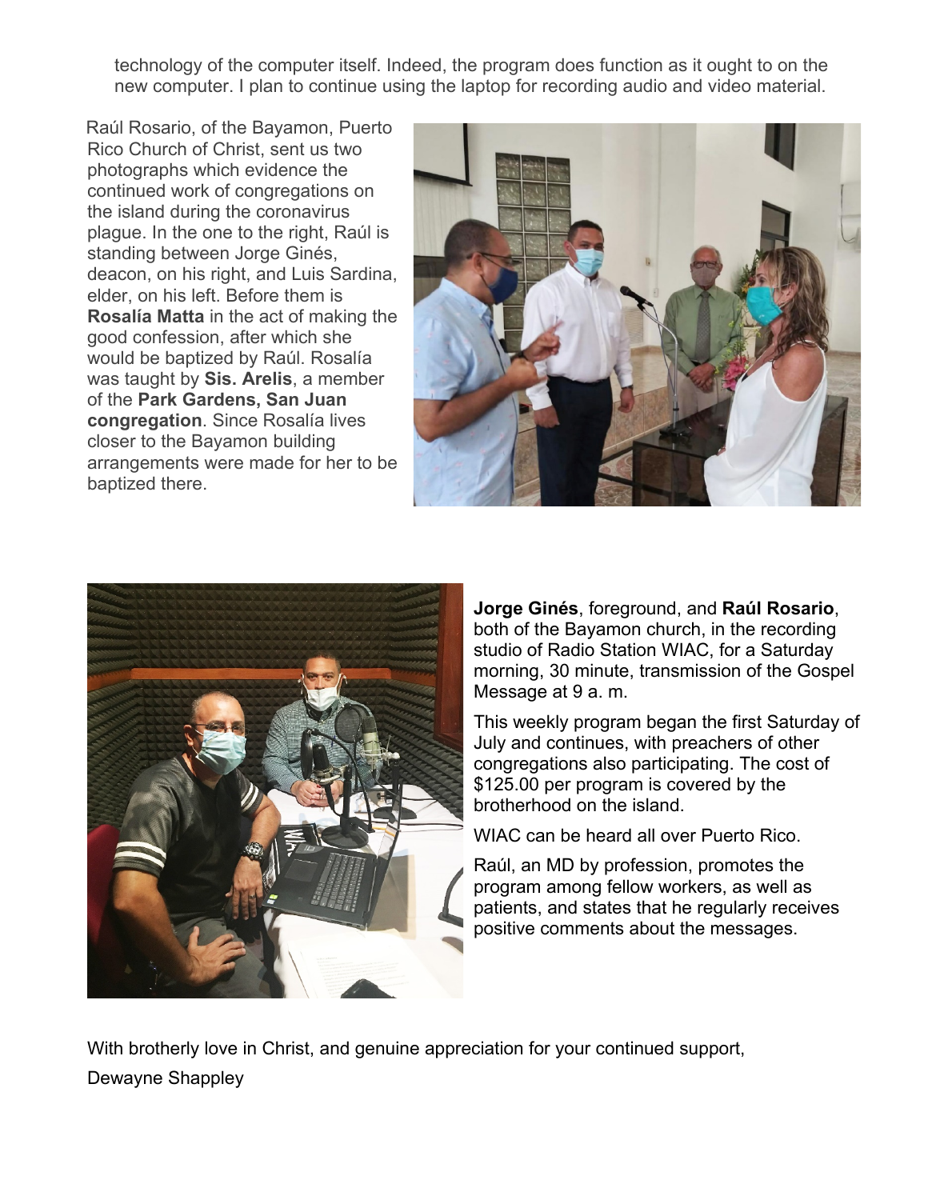technology of the computer itself. Indeed, the program does function as it ought to on the new computer. I plan to continue using the laptop for recording audio and video material.

Raúl Rosario, of the Bayamon, Puerto Rico Church of Christ, sent us two photographs which evidence the continued work of congregations on the island during the coronavirus plague. In the one to the right, Raúl is standing between Jorge Ginés, deacon, on his right, and Luis Sardina, elder, on his left. Before them is **Rosalía Matta** in the act of making the good confession, after which she would be baptized by Raúl. Rosalía was taught by **Sis. Arelis**, a member of the **Park Gardens, San Juan congregation**. Since Rosalía lives closer to the Bayamon building arrangements were made for her to be baptized there.

**Jorge Ginés**, foreground, and **Raúl Rosario**, both of the Bayamon church, in the recording studio of Radio Station WIAC, for a Saturday morning, 30 minute, transmission of the Gospel Message at 9 a. m.

This weekly program began the first Saturday of July and continues, with preachers of other congregations also participating. The cost of $125.00 per program is covered by the brotherhood on the island.

WIAC can be heard all over Puerto Rico.

Raúl, an MD by profession, promotes the program among fellow workers, as well as patients, and states that he regularly receives positive comments about the messages.

With brotherly love in Christ, and genuine appreciation for your continued support,

Dewayne Shappley